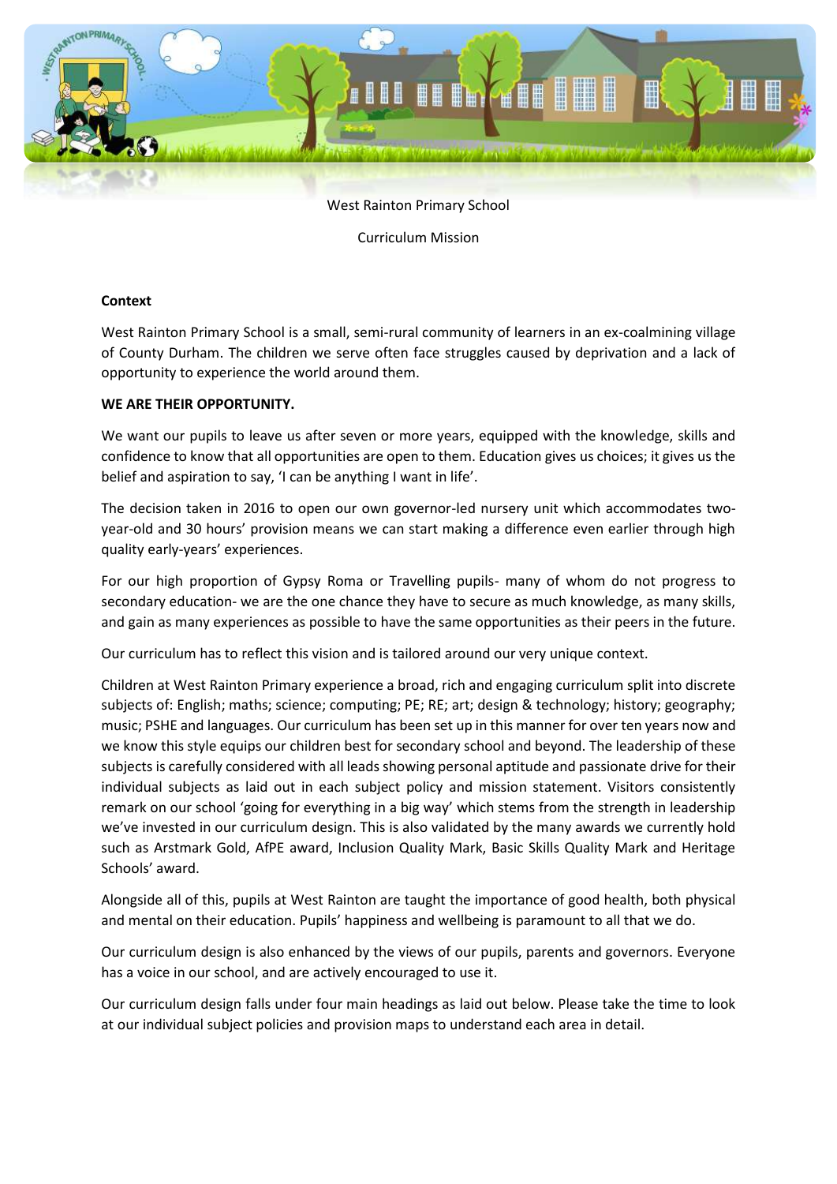West Rainton Primary School

Curriculum Mission

**Context**

West Rainton Primary School is a small, semi-rural community of learners in an ex-coalmining village of County Durham. The children we serve often face struggles caused by deprivation and a lack of opportunity to experience the world around them.

**WE ARE THEIR OPPORTUNITY.**

We want our pupils to leave us after seven or more years, equipped with the knowledge, skills and confidence to know that all opportunities are open to them. Education gives us choices; it gives us the belief and aspiration to say, 'I can be anything I want in life'.

The decision taken in 2016 to open our own governor-led nursery unit which accommodates two-year-old and 30 hours' provision means we can start making a difference even earlier through high quality early-years' experiences.

For our high proportion of Gypsy Roma or Travelling pupils- many of whom do not progress to secondary education- we are the one chance they have to secure as much knowledge, as many skills, and gain as many experiences as possible to have the same opportunities as their peers in the future.

Our curriculum has to reflect this vision and is tailored around our very unique context.

Children at West Rainton Primary experience a broad, rich and engaging curriculum split into discrete subjects of: English; maths; science; computing; PE; RE; art; design & technology; history; geography; music; PSHE and languages. Our curriculum has been set up in this manner for over ten years now and we know this style equips our children best for secondary school and beyond. The leadership of these subjects is carefully considered with all leads showing personal aptitude and passionate drive for their individual subjects as laid out in each subject policy and mission statement. Visitors consistently remark on our school 'going for everything in a big way' which stems from the strength in leadership we've invested in our curriculum design. This is also validated by the many awards we currently hold such as Arstmark Gold, AfPE award, Inclusion Quality Mark, Basic Skills Quality Mark and Heritage Schools' award.

Alongside all of this, pupils at West Rainton are taught the importance of good health, both physical and mental on their education. Pupils' happiness and wellbeing is paramount to all that we do.

Our curriculum design is also enhanced by the views of our pupils, parents and governors. Everyone has a voice in our school, and are actively encouraged to use it.

Our curriculum design falls under four main headings as laid out below. Please take the time to look at our individual subject policies and provision maps to understand each area in detail.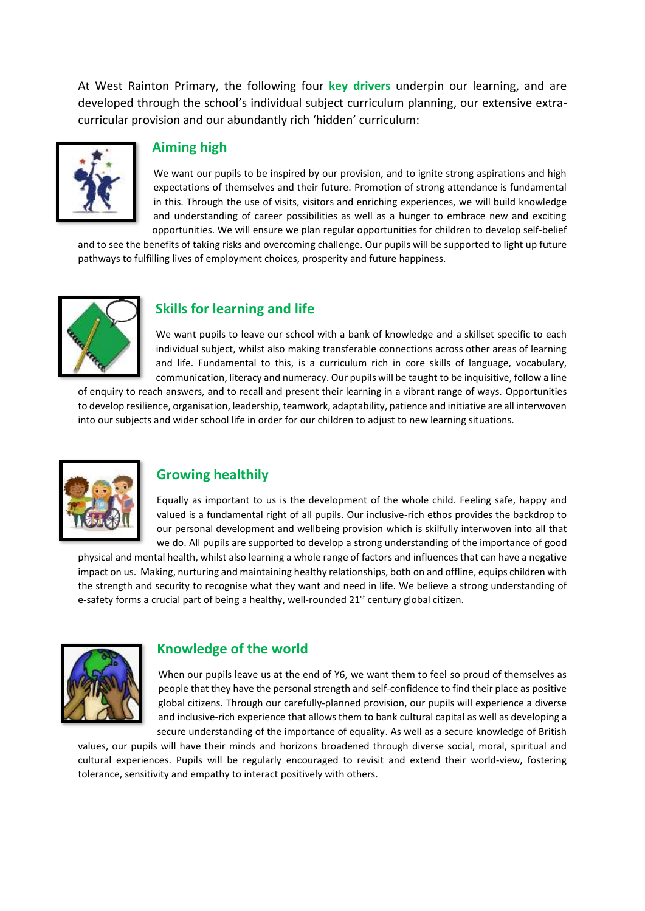At West Rainton Primary, the following four **key drivers** underpin our learning, and are developed through the school's individual subject curriculum planning, our extensive extra-curricular provision and our abundantly rich 'hidden' curriculum:

## Aiming high

We want our pupils to be inspired by our provision, and to ignite strong aspirations and high expectations of themselves and their future. Promotion of strong attendance is fundamental in this. Through the use of visits, visitors and enriching experiences, we will build knowledge and understanding of career possibilities as well as a hunger to embrace new and exciting opportunities. We will ensure we plan regular opportunities for children to develop self-belief and to see the benefits of taking risks and overcoming challenge. Our pupils will be supported to light up future pathways to fulfilling lives of employment choices, prosperity and future happiness.

## Skills for learning and life

We want pupils to leave our school with a bank of knowledge and a skillset specific to each individual subject, whilst also making transferable connections across other areas of learning and life. Fundamental to this, is a curriculum rich in core skills of language, vocabulary, communication, literacy and numeracy. Our pupils will be taught to be inquisitive, follow a line of enquiry to reach answers, and to recall and present their learning in a vibrant range of ways. Opportunities to develop resilience, organisation, leadership, teamwork, adaptability, patience and initiative are all interwoven into our subjects and wider school life in order for our children to adjust to new learning situations.

## Growing healthily

Equally as important to us is the development of the whole child. Feeling safe, happy and valued is a fundamental right of all pupils. Our inclusive-rich ethos provides the backdrop to our personal development and wellbeing provision which is skilfully interwoven into all that we do. All pupils are supported to develop a strong understanding of the importance of good physical and mental health, whilst also learning a whole range of factors and influences that can have a negative impact on us. Making, nurturing and maintaining healthy relationships, both on and offline, equips children with the strength and security to recognise what they want and need in life. We believe a strong understanding of e-safety forms a crucial part of being a healthy, well-rounded 21st century global citizen.

## Knowledge of the world

When our pupils leave us at the end of Y6, we want them to feel so proud of themselves as people that they have the personal strength and self-confidence to find their place as positive global citizens. Through our carefully-planned provision, our pupils will experience a diverse and inclusive-rich experience that allows them to bank cultural capital as well as developing a secure understanding of the importance of equality. As well as a secure knowledge of British values, our pupils will have their minds and horizons broadened through diverse social, moral, spiritual and cultural experiences. Pupils will be regularly encouraged to revisit and extend their world-view, fostering tolerance, sensitivity and empathy to interact positively with others.